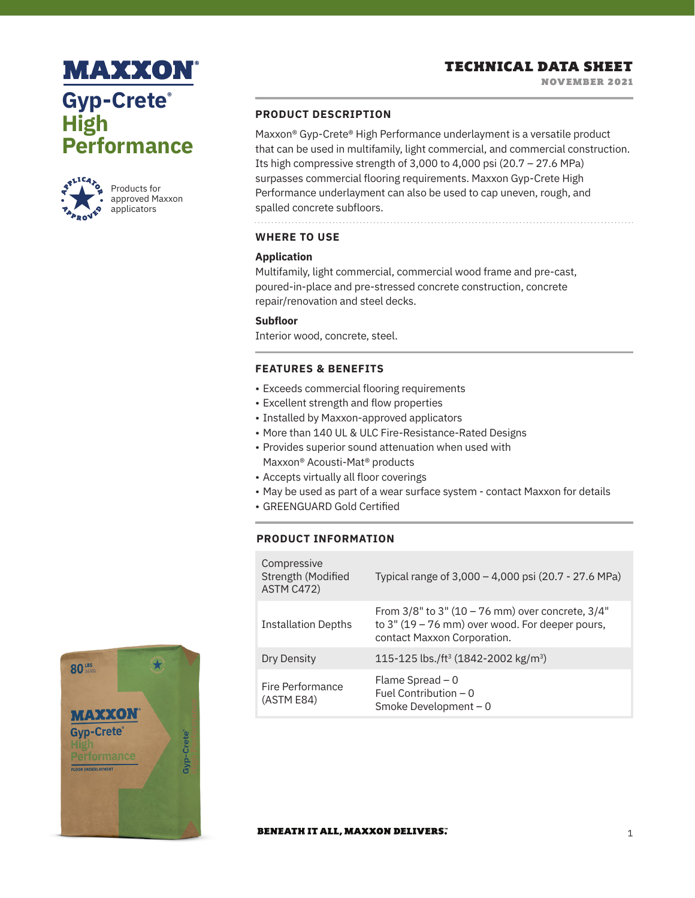# MAXXON®

## Gyp-Crete® High Performance

Products for approved Maxxon applicators

**TECHNICAL DATA SHEET**
NOVEMBER 2021

## PRODUCT DESCRIPTION

Maxxon® Gyp-Crete® High Performance underlayment is a versatile product that can be used in multifamily, light commercial, and commercial construction. Its high compressive strength of 3,000 to 4,000 psi (20.7 – 27.6 MPa) surpasses commercial flooring requirements. Maxxon Gyp-Crete High Performance underlayment can also be used to cap uneven, rough, and spalled concrete subfloors.

## WHERE TO USE

### Application

Multifamily, light commercial, commercial wood frame and pre-cast, poured-in-place and pre-stressed concrete construction, concrete repair/renovation and steel decks.

### Subfloor

Interior wood, concrete, steel.

## FEATURES & BENEFITS

- Exceeds commercial flooring requirements
- Excellent strength and flow properties
- Installed by Maxxon-approved applicators
- More than 140 UL & ULC Fire-Resistance-Rated Designs
- Provides superior sound attenuation when used with Maxxon® Acousti-Mat® products
- Accepts virtually all floor coverings
- May be used as part of a wear surface system - contact Maxxon for details
- GREENGUARD Gold Certified

## PRODUCT INFORMATION

| | |
|---|---|
| Compressive Strength (Modified ASTM C472) | Typical range of 3,000 – 4,000 psi (20.7 - 27.6 MPa) |
| Installation Depths | From 3/8" to 3" (10 – 76 mm) over concrete, 3/4" to 3" (19 – 76 mm) over wood. For deeper pours, contact Maxxon Corporation. |
| Dry Density | 115-125 lbs./ft$^3$ (1842-2002 kg/m$^3$) |
| Fire Performance (ASTM E84) | Flame Spread – 0<br>Fuel Contribution – 0<br>Smoke Development – 0 |

**BENEATH IT ALL, MAXXON DELIVERS.**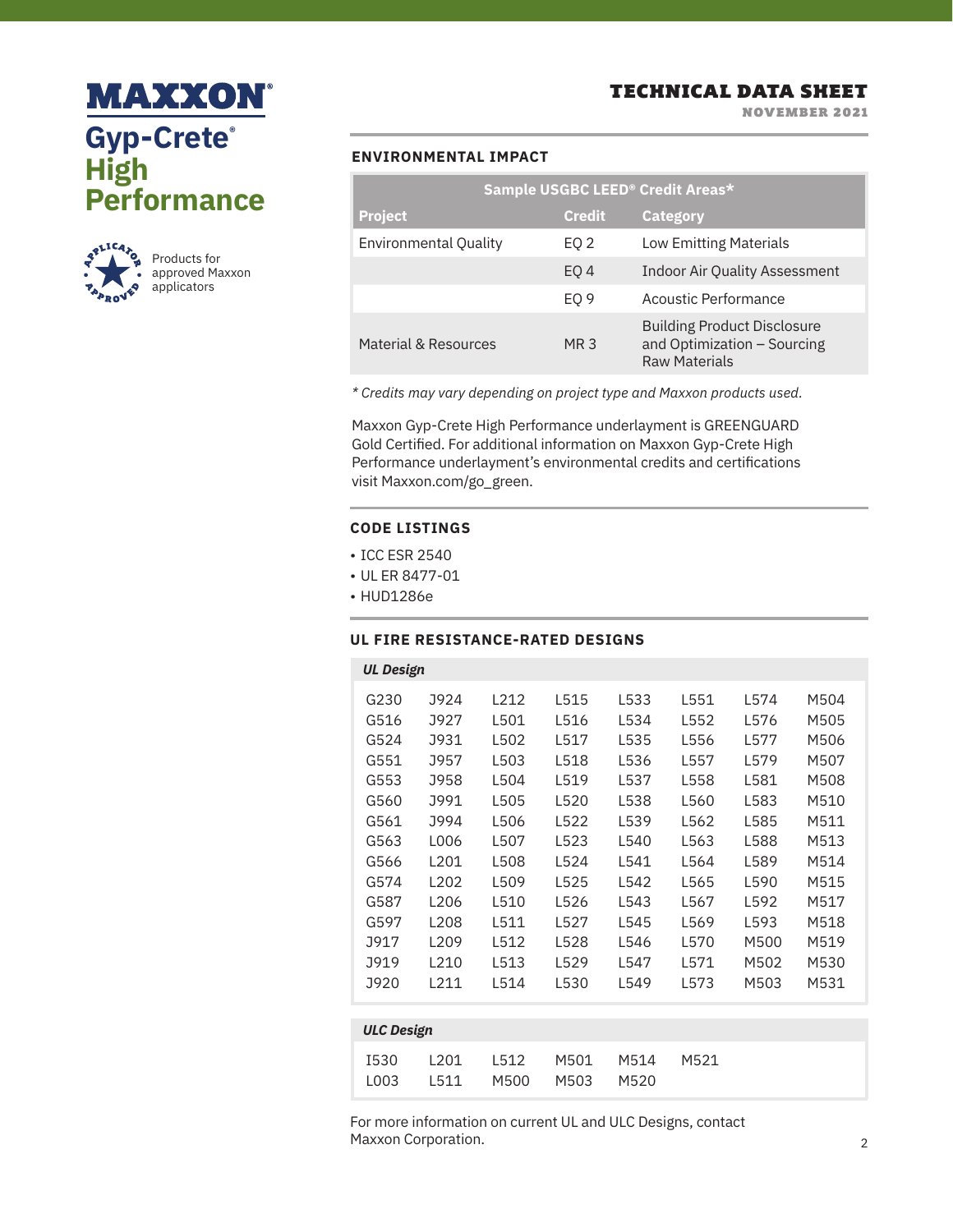# MAXXON®

## Gyp-Crete® High Performance

Products for approved Maxxon applicators

# TECHNICAL DATA SHEET

NOVEMBER 2021

## ENVIRONMENTAL IMPACT

| Sample USGBC LEED® Credit Areas* | | |
|---|---|---|
| **Project** | **Credit** | **Category** |
| Environmental Quality | EQ 2 | Low Emitting Materials |
| | EQ 4 | Indoor Air Quality Assessment |
| | EQ 9 | Acoustic Performance |
| Material & Resources | MR 3 | Building Product Disclosure and Optimization – Sourcing Raw Materials |

*\* Credits may vary depending on project type and Maxxon products used.*

Maxxon Gyp-Crete High Performance underlayment is GREENGUARD Gold Certified. For additional information on Maxxon Gyp-Crete High Performance underlayment's environmental credits and certifications visit Maxxon.com/go_green.

## CODE LISTINGS

- ICC ESR 2540
- UL ER 8477-01
- HUD1286e

## UL FIRE RESISTANCE-RATED DESIGNS

***UL Design***

| | | | | | | | |
|---|---|---|---|---|---|---|---|
| G230 | J924 | L212 | L515 | L533 | L551 | L574 | M504 |
| G516 | J927 | L501 | L516 | L534 | L552 | L576 | M505 |
| G524 | J931 | L502 | L517 | L535 | L556 | L577 | M506 |
| G551 | J957 | L503 | L518 | L536 | L557 | L579 | M507 |
| G553 | J958 | L504 | L519 | L537 | L558 | L581 | M508 |
| G560 | J991 | L505 | L520 | L538 | L560 | L583 | M510 |
| G561 | J994 | L506 | L522 | L539 | L562 | L585 | M511 |
| G563 | L006 | L507 | L523 | L540 | L563 | L588 | M513 |
| G566 | L201 | L508 | L524 | L541 | L564 | L589 | M514 |
| G574 | L202 | L509 | L525 | L542 | L565 | L590 | M515 |
| G587 | L206 | L510 | L526 | L543 | L567 | L592 | M517 |
| G597 | L208 | L511 | L527 | L545 | L569 | L593 | M518 |
| J917 | L209 | L512 | L528 | L546 | L570 | M500 | M519 |
| J919 | L210 | L513 | L529 | L547 | L571 | M502 | M530 |
| J920 | L211 | L514 | L530 | L549 | L573 | M503 | M531 |

***ULC Design***

| | | | | | |
|---|---|---|---|---|---|
| I530 | L201 | L512 | M501 | M514 | M521 |
| L003 | L511 | M500 | M503 | M520 | |

For more information on current UL and ULC Designs, contact Maxxon Corporation.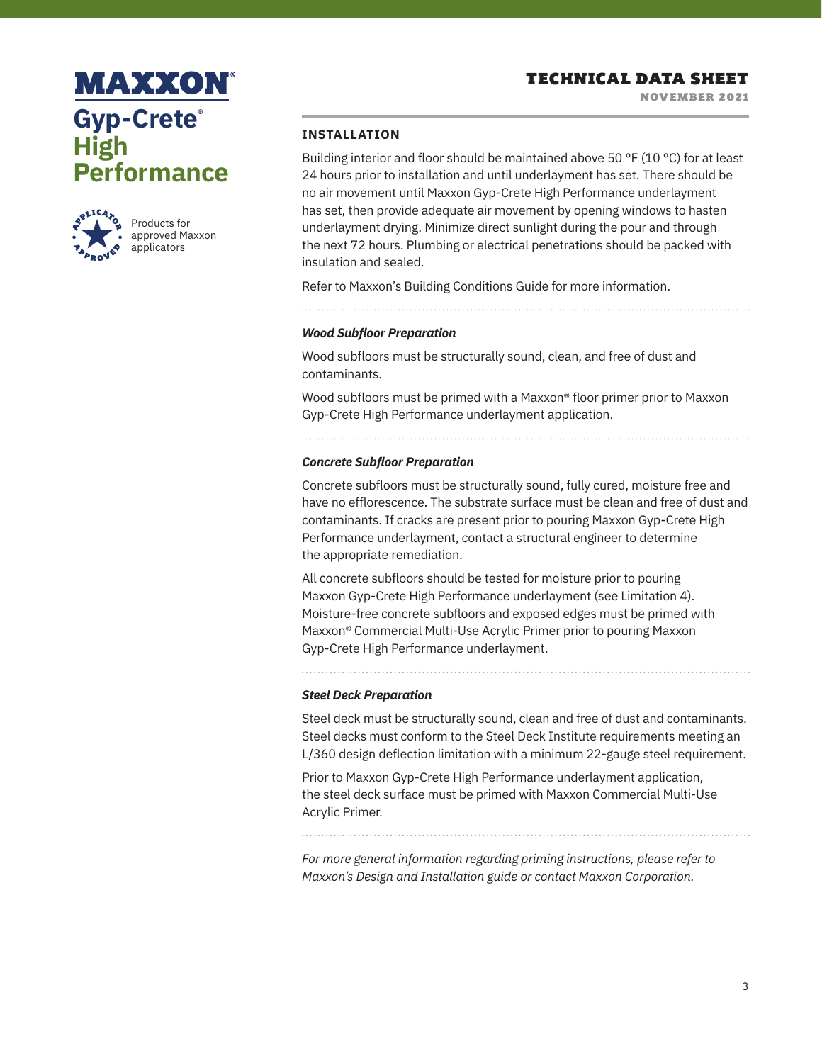# MAXXON®

## Gyp-Crete® High Performance

Products for approved Maxxon applicators

**TECHNICAL DATA SHEET**
NOVEMBER 2021

### INSTALLATION

Building interior and floor should be maintained above 50 °F (10 °C) for at least 24 hours prior to installation and until underlayment has set. There should be no air movement until Maxxon Gyp-Crete High Performance underlayment has set, then provide adequate air movement by opening windows to hasten underlayment drying. Minimize direct sunlight during the pour and through the next 72 hours. Plumbing or electrical penetrations should be packed with insulation and sealed.

Refer to Maxxon's Building Conditions Guide for more information.

#### *Wood Subfloor Preparation*

Wood subfloors must be structurally sound, clean, and free of dust and contaminants.

Wood subfloors must be primed with a Maxxon® floor primer prior to Maxxon Gyp-Crete High Performance underlayment application.

#### *Concrete Subfloor Preparation*

Concrete subfloors must be structurally sound, fully cured, moisture free and have no efflorescence. The substrate surface must be clean and free of dust and contaminants. If cracks are present prior to pouring Maxxon Gyp-Crete High Performance underlayment, contact a structural engineer to determine the appropriate remediation.

All concrete subfloors should be tested for moisture prior to pouring Maxxon Gyp-Crete High Performance underlayment (see Limitation 4). Moisture-free concrete subfloors and exposed edges must be primed with Maxxon® Commercial Multi-Use Acrylic Primer prior to pouring Maxxon Gyp-Crete High Performance underlayment.

#### *Steel Deck Preparation*

Steel deck must be structurally sound, clean and free of dust and contaminants. Steel decks must conform to the Steel Deck Institute requirements meeting an L/360 design deflection limitation with a minimum 22-gauge steel requirement.

Prior to Maxxon Gyp-Crete High Performance underlayment application, the steel deck surface must be primed with Maxxon Commercial Multi-Use Acrylic Primer.

*For more general information regarding priming instructions, please refer to Maxxon's Design and Installation guide or contact Maxxon Corporation.*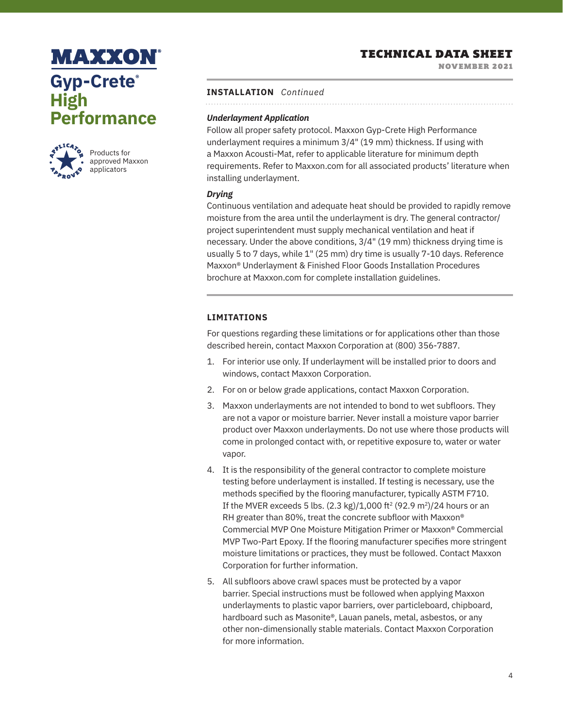## INSTALLATION *Continued*

### *Underlayment Application*

Follow all proper safety protocol. Maxxon Gyp-Crete High Performance underlayment requires a minimum 3/4" (19 mm) thickness. If using with a Maxxon Acousti-Mat, refer to applicable literature for minimum depth requirements. Refer to Maxxon.com for all associated products' literature when installing underlayment.

### *Drying*

Continuous ventilation and adequate heat should be provided to rapidly remove moisture from the area until the underlayment is dry. The general contractor/ project superintendent must supply mechanical ventilation and heat if necessary. Under the above conditions, 3/4" (19 mm) thickness drying time is usually 5 to 7 days, while 1" (25 mm) dry time is usually 7-10 days. Reference Maxxon® Underlayment & Finished Floor Goods Installation Procedures brochure at Maxxon.com for complete installation guidelines.

## LIMITATIONS

For questions regarding these limitations or for applications other than those described herein, contact Maxxon Corporation at (800) 356-7887.

1. For interior use only. If underlayment will be installed prior to doors and windows, contact Maxxon Corporation.
2. For on or below grade applications, contact Maxxon Corporation.
3. Maxxon underlayments are not intended to bond to wet subfloors. They are not a vapor or moisture barrier. Never install a moisture vapor barrier product over Maxxon underlayments. Do not use where those products will come in prolonged contact with, or repetitive exposure to, water or water vapor.
4. It is the responsibility of the general contractor to complete moisture testing before underlayment is installed. If testing is necessary, use the methods specified by the flooring manufacturer, typically ASTM F710. If the MVER exceeds 5 lbs. (2.3 kg)/1,000 $ft^2$ (92.9 $m^2$)/24 hours or an RH greater than 80%, treat the concrete subfloor with Maxxon® Commercial MVP One Moisture Mitigation Primer or Maxxon® Commercial MVP Two-Part Epoxy. If the flooring manufacturer specifies more stringent moisture limitations or practices, they must be followed. Contact Maxxon Corporation for further information.
5. All subfloors above crawl spaces must be protected by a vapor barrier. Special instructions must be followed when applying Maxxon underlayments to plastic vapor barriers, over particleboard, chipboard, hardboard such as Masonite®, Lauan panels, metal, asbestos, or any other non-dimensionally stable materials. Contact Maxxon Corporation for more information.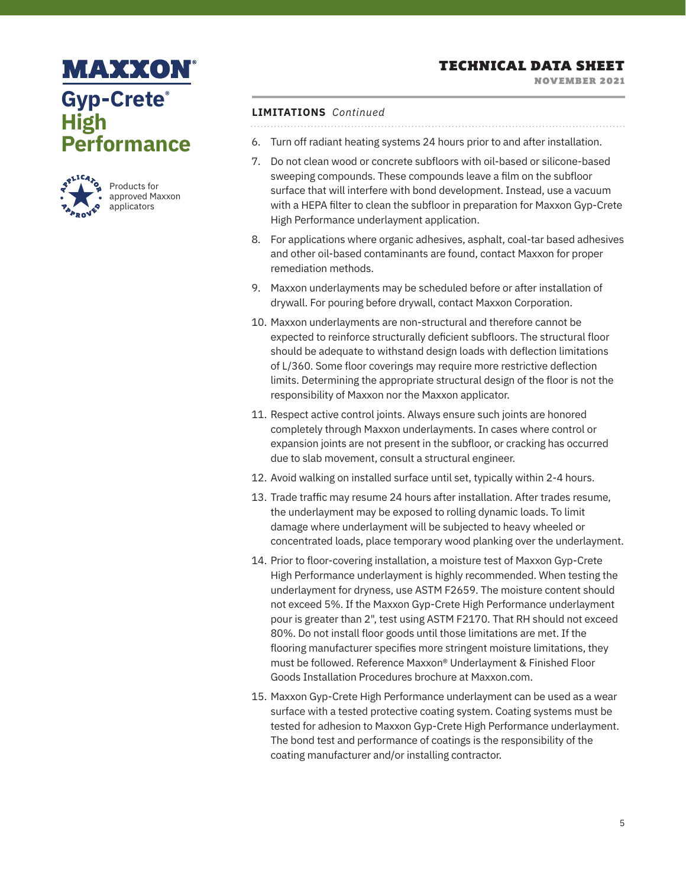## LIMITATIONS *Continued*

6. Turn off radiant heating systems 24 hours prior to and after installation.
7. Do not clean wood or concrete subfloors with oil-based or silicone-based sweeping compounds. These compounds leave a film on the subfloor surface that will interfere with bond development. Instead, use a vacuum with a HEPA filter to clean the subfloor in preparation for Maxxon Gyp-Crete High Performance underlayment application.
8. For applications where organic adhesives, asphalt, coal-tar based adhesives and other oil-based contaminants are found, contact Maxxon for proper remediation methods.
9. Maxxon underlayments may be scheduled before or after installation of drywall. For pouring before drywall, contact Maxxon Corporation.
10. Maxxon underlayments are non-structural and therefore cannot be expected to reinforce structurally deficient subfloors. The structural floor should be adequate to withstand design loads with deflection limitations of L/360. Some floor coverings may require more restrictive deflection limits. Determining the appropriate structural design of the floor is not the responsibility of Maxxon nor the Maxxon applicator.
11. Respect active control joints. Always ensure such joints are honored completely through Maxxon underlayments. In cases where control or expansion joints are not present in the subfloor, or cracking has occurred due to slab movement, consult a structural engineer.
12. Avoid walking on installed surface until set, typically within 2-4 hours.
13. Trade traffic may resume 24 hours after installation. After trades resume, the underlayment may be exposed to rolling dynamic loads. To limit damage where underlayment will be subjected to heavy wheeled or concentrated loads, place temporary wood planking over the underlayment.
14. Prior to floor-covering installation, a moisture test of Maxxon Gyp-Crete High Performance underlayment is highly recommended. When testing the underlayment for dryness, use ASTM F2659. The moisture content should not exceed 5%. If the Maxxon Gyp-Crete High Performance underlayment pour is greater than 2", test using ASTM F2170. That RH should not exceed 80%. Do not install floor goods until those limitations are met. If the flooring manufacturer specifies more stringent moisture limitations, they must be followed. Reference Maxxon® Underlayment & Finished Floor Goods Installation Procedures brochure at Maxxon.com.
15. Maxxon Gyp-Crete High Performance underlayment can be used as a wear surface with a tested protective coating system. Coating systems must be tested for adhesion to Maxxon Gyp-Crete High Performance underlayment. The bond test and performance of coatings is the responsibility of the coating manufacturer and/or installing contractor.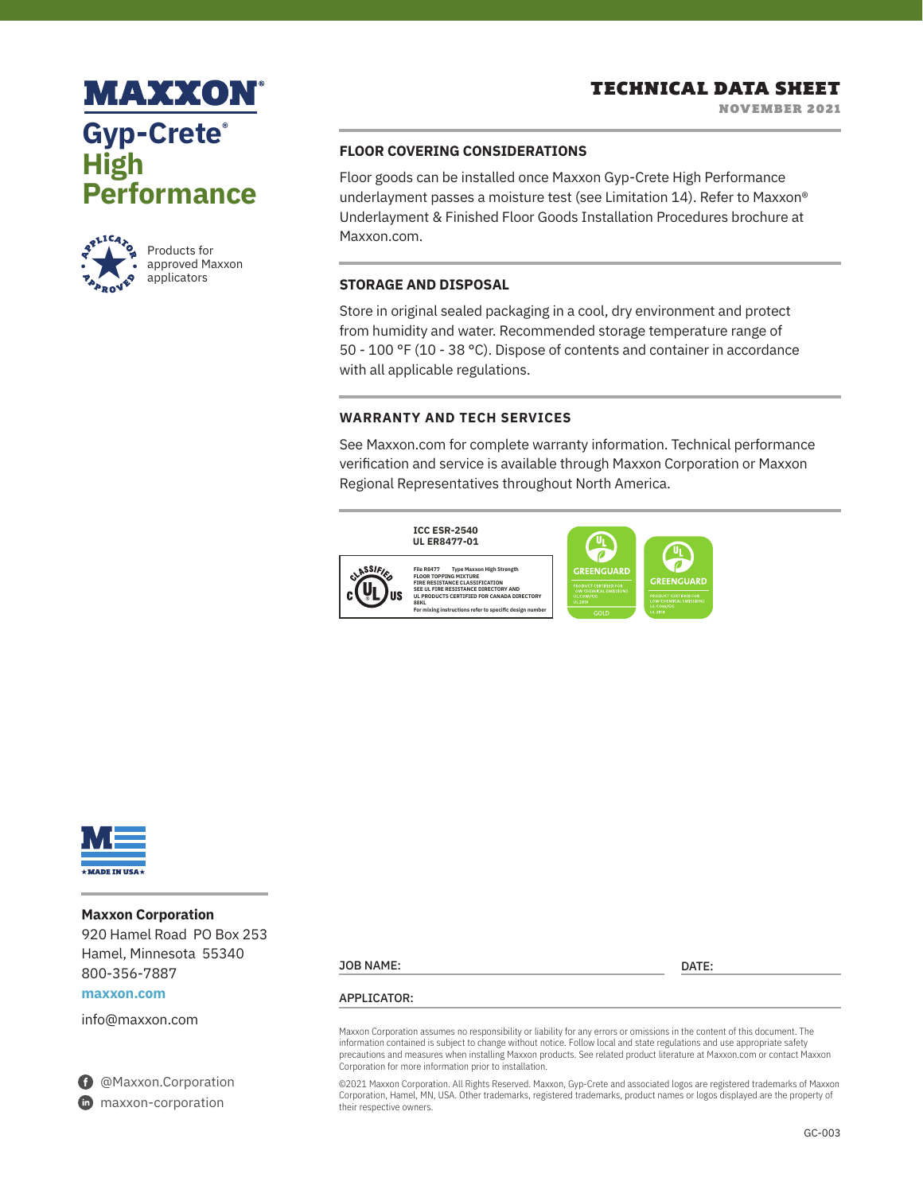# MAXXON®

## Gyp-Crete® High Performance

Products for approved Maxxon applicators

**TECHNICAL DATA SHEET**
**NOVEMBER 2021**

### FLOOR COVERING CONSIDERATIONS

Floor goods can be installed once Maxxon Gyp-Crete High Performance underlayment passes a moisture test (see Limitation 14). Refer to Maxxon® Underlayment & Finished Floor Goods Installation Procedures brochure at Maxxon.com.

### STORAGE AND DISPOSAL

Store in original sealed packaging in a cool, dry environment and protect from humidity and water. Recommended storage temperature range of 50 - 100 °F (10 - 38 °C). Dispose of contents and container in accordance with all applicable regulations.

### WARRANTY AND TECH SERVICES

See Maxxon.com for complete warranty information. Technical performance verification and service is available through Maxxon Corporation or Maxxon Regional Representatives throughout North America.

**ICC ESR-2540**
**UL ER8477-01**

CLASSIFIED c UL US

File R8477 Type Maxxon High Strength
FLOOR TOPPING MIXTURE
FIRE RESISTANCE CLASSIFICATION
SEE UL FIRE RESISTANCE DIRECTORY AND
UL PRODUCTS CERTIFIED FOR CANADA DIRECTORY
88KL
For mixing instructions refer to specific design number

UL GREENGUARD PRODUCT CERTIFIED FOR LOW CHEMICAL EMISSIONS UL.COM/GG UL 2818 GOLD

UL GREENGUARD PRODUCT CERTIFIED FOR LOW CHEMICAL EMISSIONS UL.COM/GG UL 2818

★MADE IN USA★

**Maxxon Corporation**
920 Hamel Road PO Box 253
Hamel, Minnesota 55340
800-356-7887
**maxxon.com**
info@maxxon.com

@Maxxon.Corporation
maxxon-corporation

JOB NAME: ____________________ DATE: __________

APPLICATOR: ____________________

Maxxon Corporation assumes no responsibility or liability for any errors or omissions in the content of this document. The information contained is subject to change without notice. Follow local and state regulations and use appropriate safety precautions and measures when installing Maxxon products. See related product literature at Maxxon.com or contact Maxxon Corporation for more information prior to installation.

©2021 Maxxon Corporation. All Rights Reserved. Maxxon, Gyp-Crete and associated logos are registered trademarks of Maxxon Corporation, Hamel, MN, USA. Other trademarks, registered trademarks, product names or logos displayed are the property of their respective owners.

GC-003